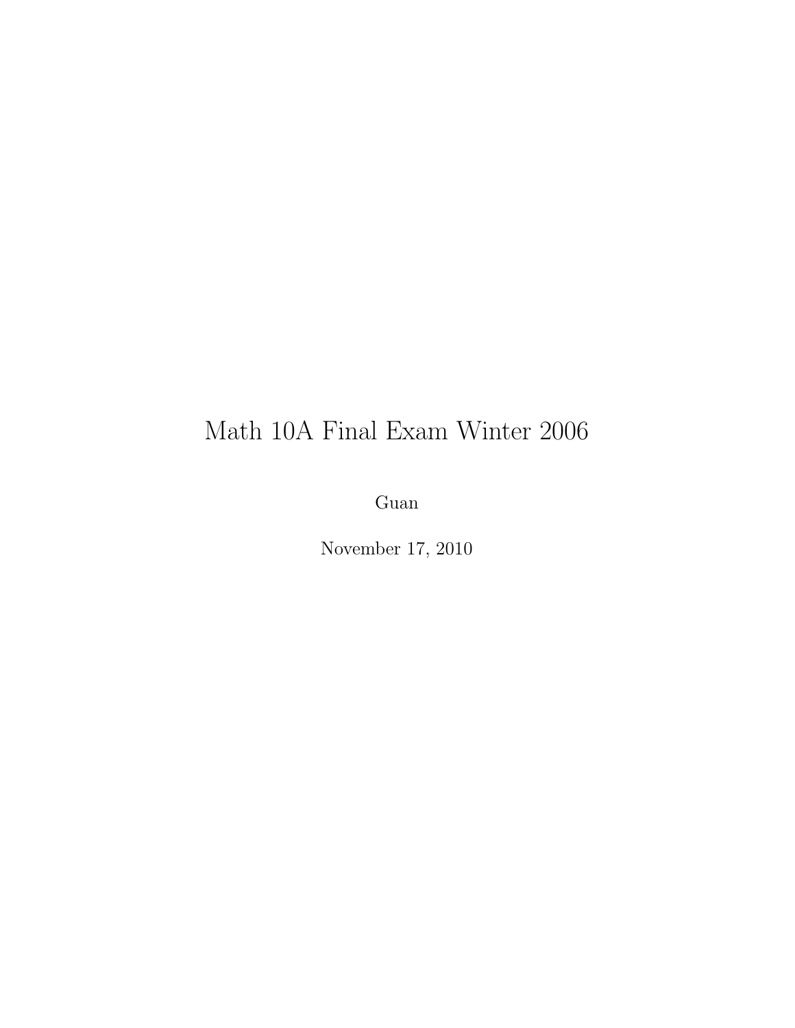# Math 10A Final Exam Winter 2006

Guan

November 17, 2010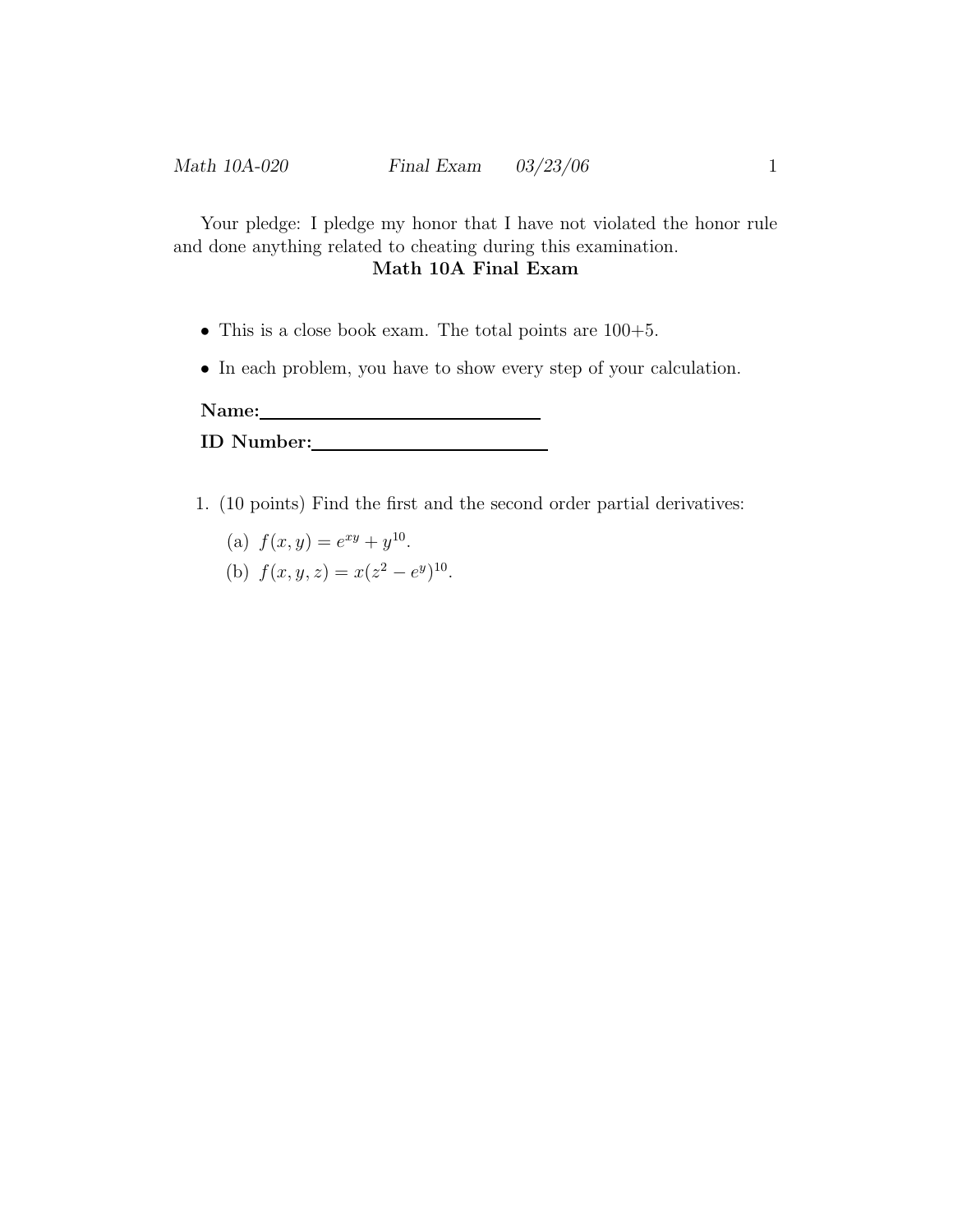Your pledge: I pledge my honor that I have not violated the honor rule and done anything related to cheating during this examination.

**Math 10A Final Exam**

- This is a close book exam. The total points are 100+5.
- In each problem, you have to show every step of your calculation.

**Name:** ____________________________

**ID Number:** ________________________

1. (10 points) Find the first and the second order partial derivatives:

   (a) $f(x, y) = e^{xy} + y^{10}$.

   (b) $f(x, y, z) = x(z^2 - e^y)^{10}$.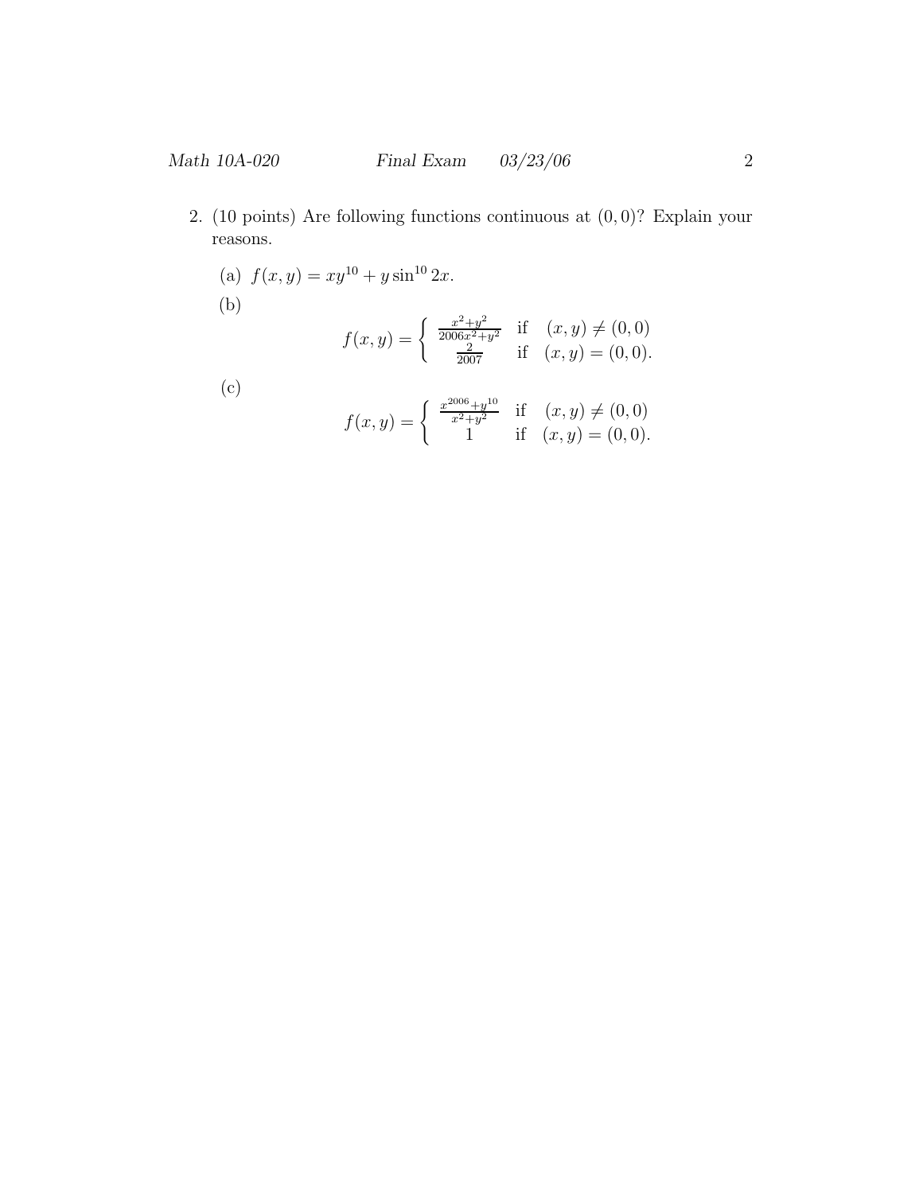2. (10 points) Are following functions continuous at $(0,0)$? Explain your reasons.

   (a) $f(x,y) = xy^{10} + y \sin^{10} 2x$.

   (b)
$$f(x,y) = \begin{cases} \frac{x^2+y^2}{2006x^2+y^2} & \text{if} \quad (x,y) \neq (0,0) \\ \frac{2}{2007} & \text{if} \quad (x,y) = (0,0). \end{cases}$$

   (c)
$$f(x,y) = \begin{cases} \frac{x^{2006}+y^{10}}{x^2+y^2} & \text{if} \quad (x,y) \neq (0,0) \\ 1 & \text{if} \quad (x,y) = (0,0). \end{cases}$$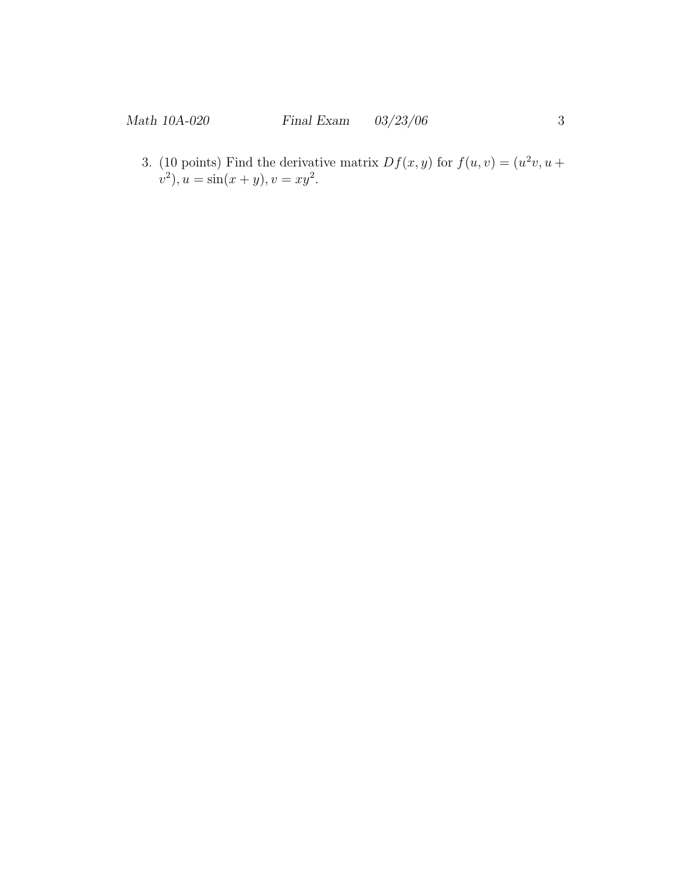3. (10 points) Find the derivative matrix $Df(x, y)$ for $f(u, v) = (u^2v, u + v^2)$, $u = \sin(x + y)$, $v = xy^2$.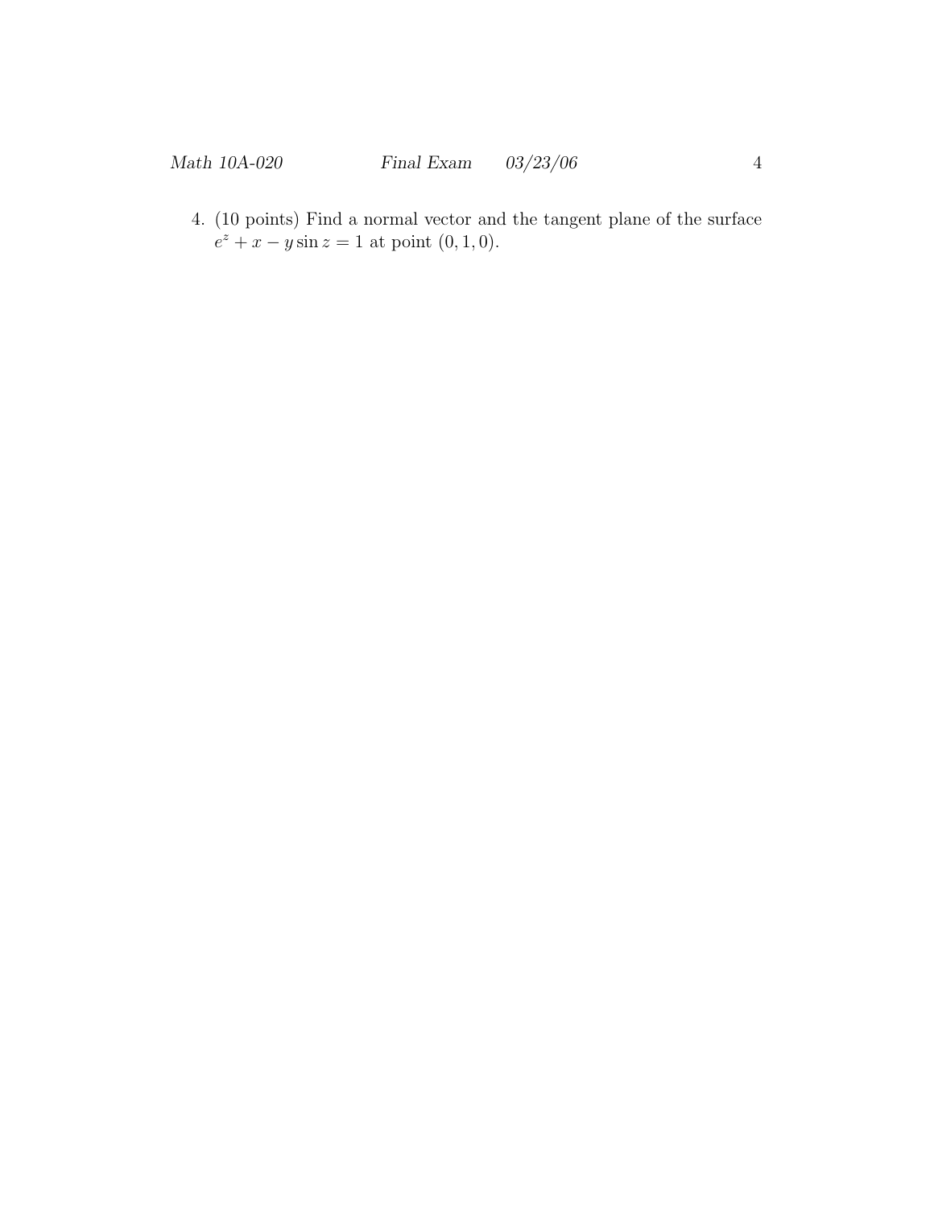4. (10 points) Find a normal vector and the tangent plane of the surface $e^z + x - y \sin z = 1$ at point $(0, 1, 0)$.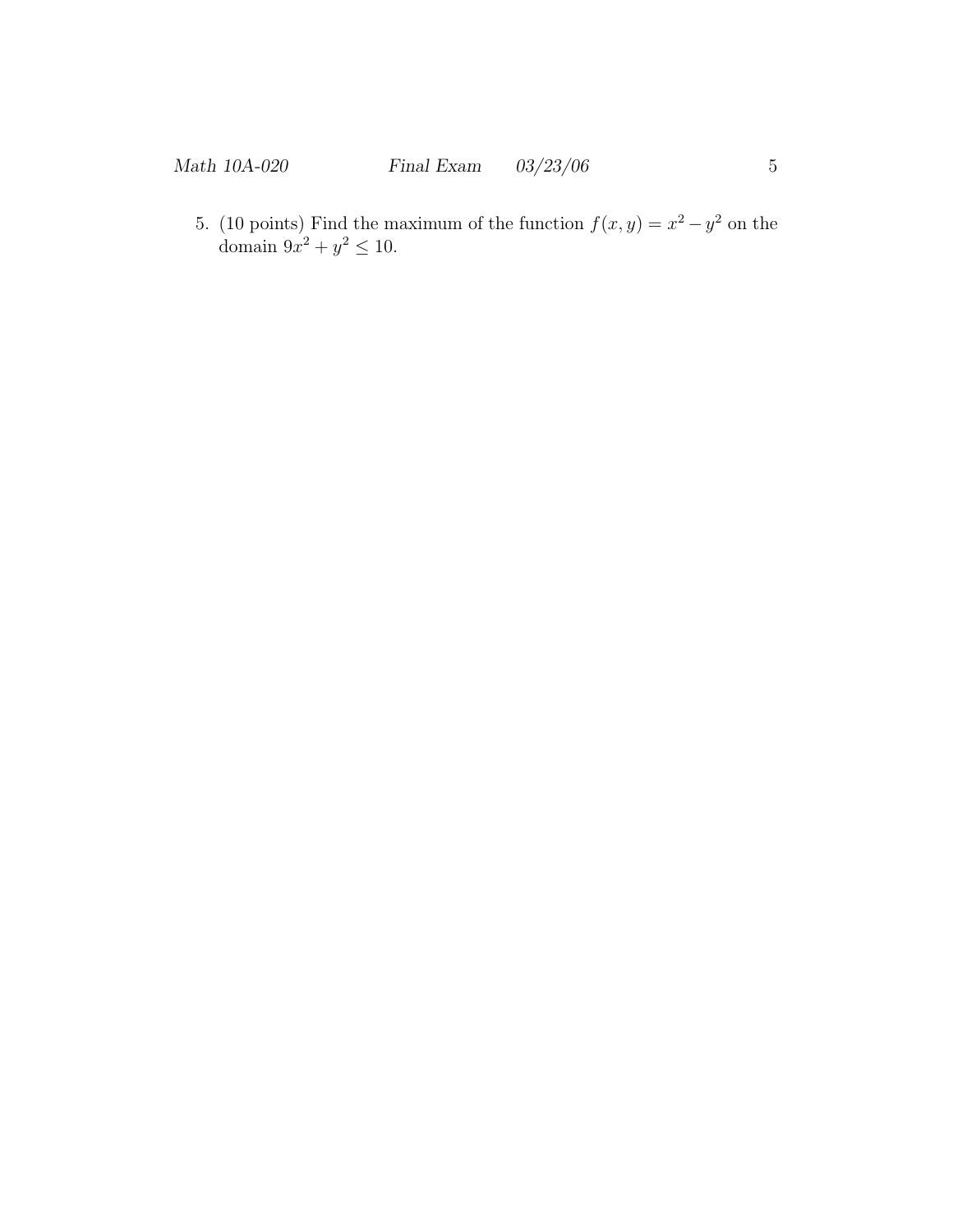5. (10 points) Find the maximum of the function $f(x, y) = x^2 - y^2$ on the domain $9x^2 + y^2 \leq 10$.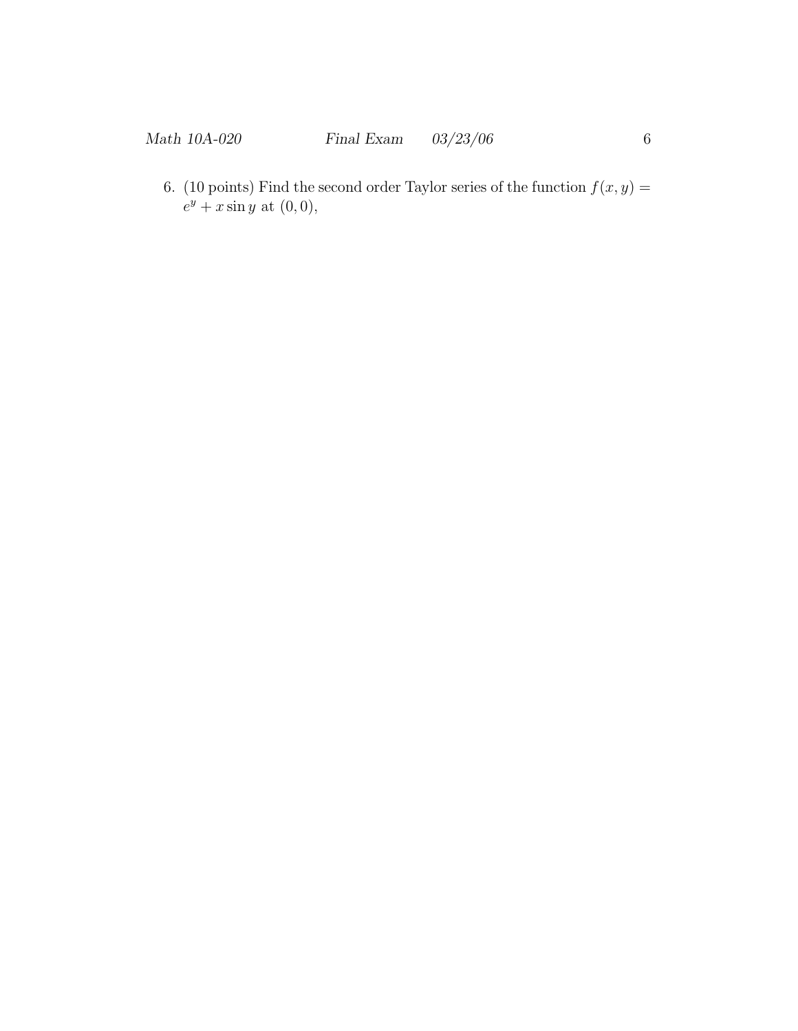6. (10 points) Find the second order Taylor series of the function $f(x, y) = e^y + x \sin y$ at $(0, 0)$,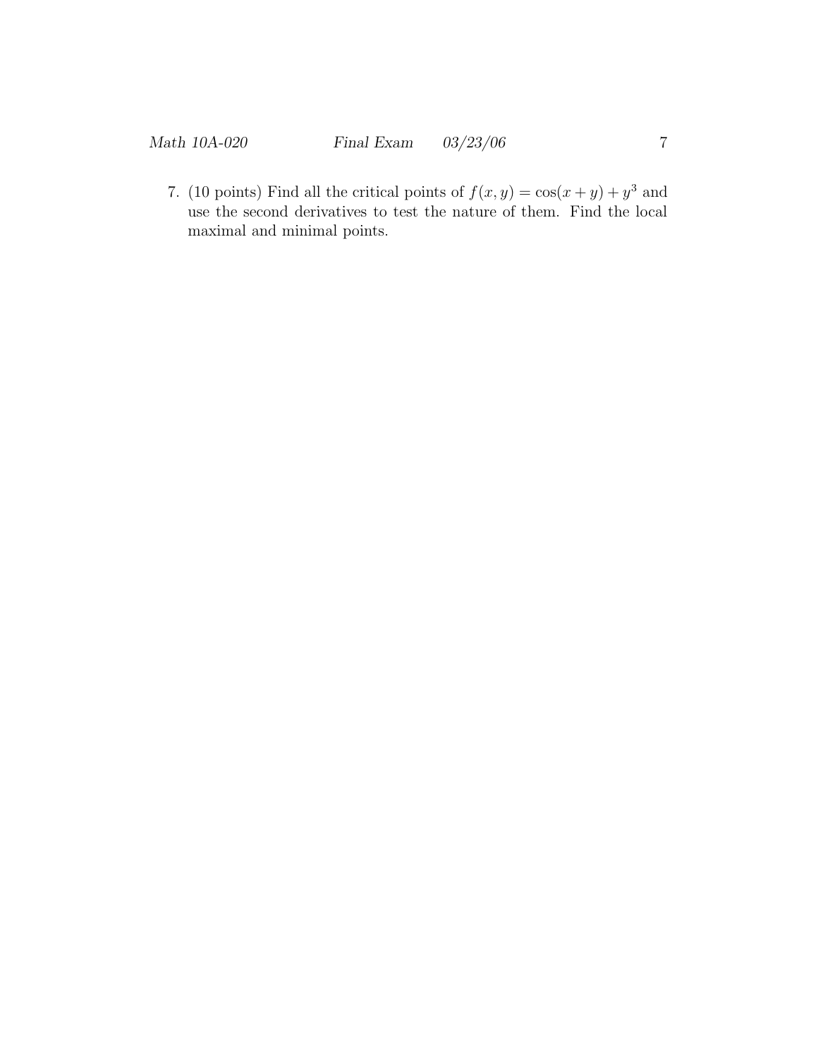7. (10 points) Find all the critical points of $f(x, y) = \cos(x + y) + y^3$ and use the second derivatives to test the nature of them. Find the local maximal and minimal points.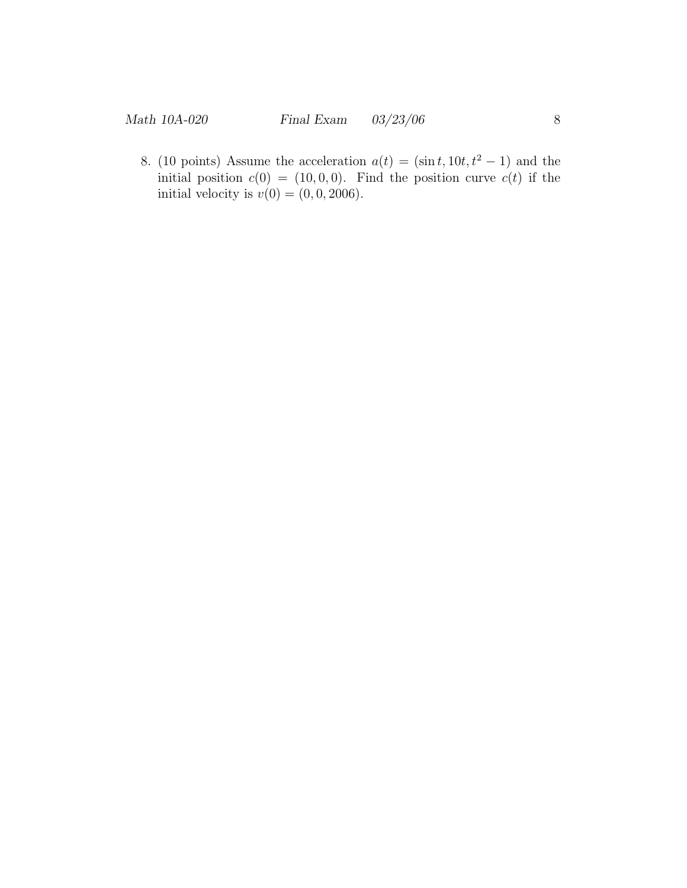8. (10 points) Assume the acceleration $a(t) = (\sin t, 10t, t^2 - 1)$ and the initial position $c(0) = (10, 0, 0)$. Find the position curve $c(t)$ if the initial velocity is $v(0) = (0, 0, 2006)$.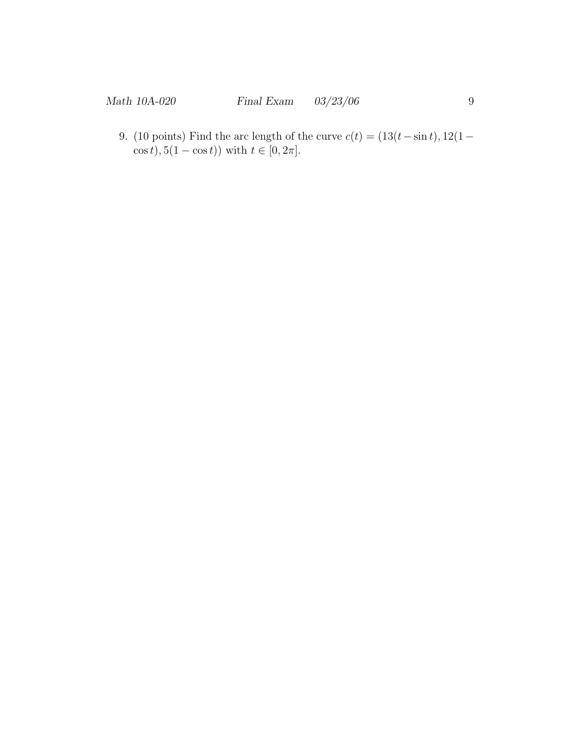9. (10 points) Find the arc length of the curve $c(t) = (13(t - \sin t), 12(1 - \cos t), 5(1 - \cos t))$ with $t \in [0, 2\pi]$.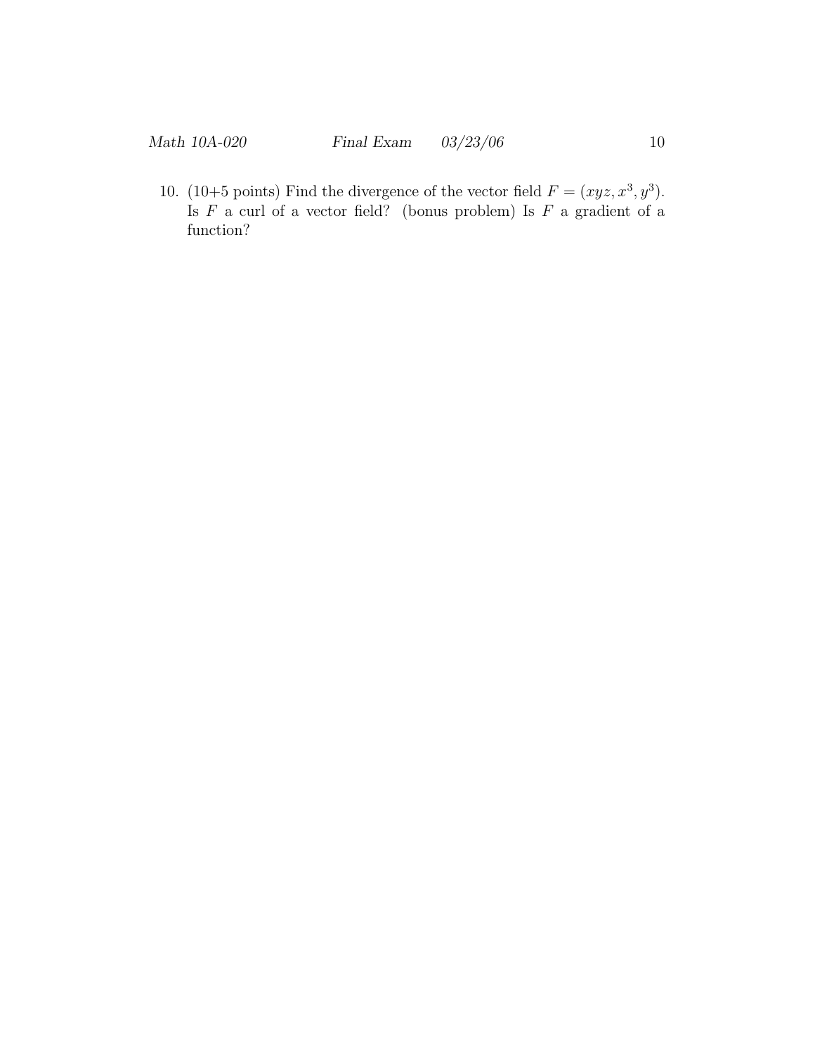10. (10+5 points) Find the divergence of the vector field $F = (xyz, x^3, y^3)$. Is $F$ a curl of a vector field? (bonus problem) Is $F$ a gradient of a function?